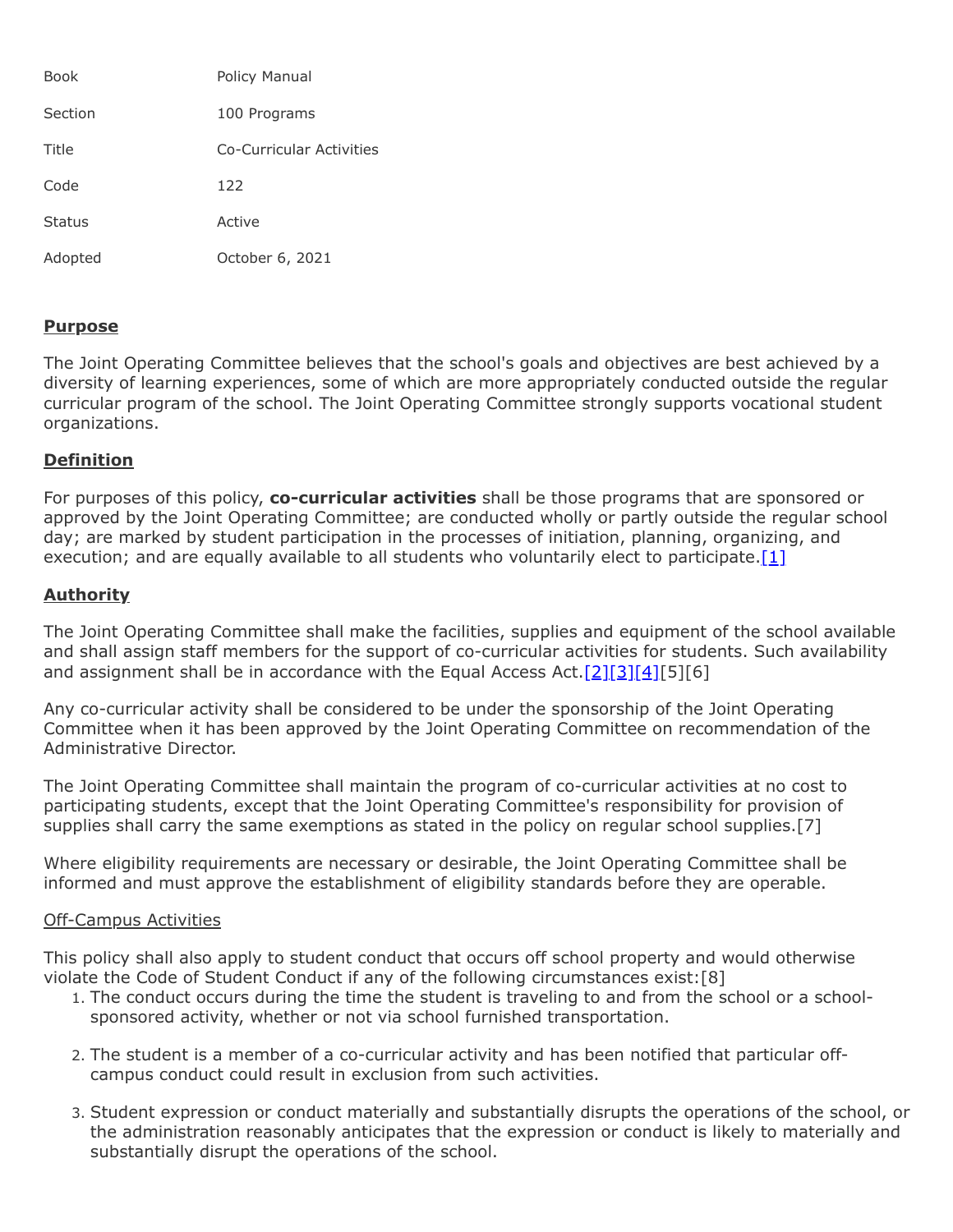| Book | Policy Manual |
| --- | --- |
| Section | 100 Programs |
| Title | Co-Curricular Activities |
| Code | 122 |
| Status | Active |
| Adopted | October 6, 2021 |

## Purpose

The Joint Operating Committee believes that the school's goals and objectives are best achieved by a diversity of learning experiences, some of which are more appropriately conducted outside the regular curricular program of the school. The Joint Operating Committee strongly supports vocational student organizations.

## Definition

For purposes of this policy, **co-curricular activities** shall be those programs that are sponsored or approved by the Joint Operating Committee; are conducted wholly or partly outside the regular school day; are marked by student participation in the processes of initiation, planning, organizing, and execution; and are equally available to all students who voluntarily elect to participate.[1]

## Authority

The Joint Operating Committee shall make the facilities, supplies and equipment of the school available and shall assign staff members for the support of co-curricular activities for students. Such availability and assignment shall be in accordance with the Equal Access Act.[2][3][4][5][6]

Any co-curricular activity shall be considered to be under the sponsorship of the Joint Operating Committee when it has been approved by the Joint Operating Committee on recommendation of the Administrative Director.

The Joint Operating Committee shall maintain the program of co-curricular activities at no cost to participating students, except that the Joint Operating Committee's responsibility for provision of supplies shall carry the same exemptions as stated in the policy on regular school supplies.[7]

Where eligibility requirements are necessary or desirable, the Joint Operating Committee shall be informed and must approve the establishment of eligibility standards before they are operable.

### Off-Campus Activities

This policy shall also apply to student conduct that occurs off school property and would otherwise violate the Code of Student Conduct if any of the following circumstances exist:[8]

1. The conduct occurs during the time the student is traveling to and from the school or a school-sponsored activity, whether or not via school furnished transportation.
2. The student is a member of a co-curricular activity and has been notified that particular off-campus conduct could result in exclusion from such activities.
3. Student expression or conduct materially and substantially disrupts the operations of the school, or the administration reasonably anticipates that the expression or conduct is likely to materially and substantially disrupt the operations of the school.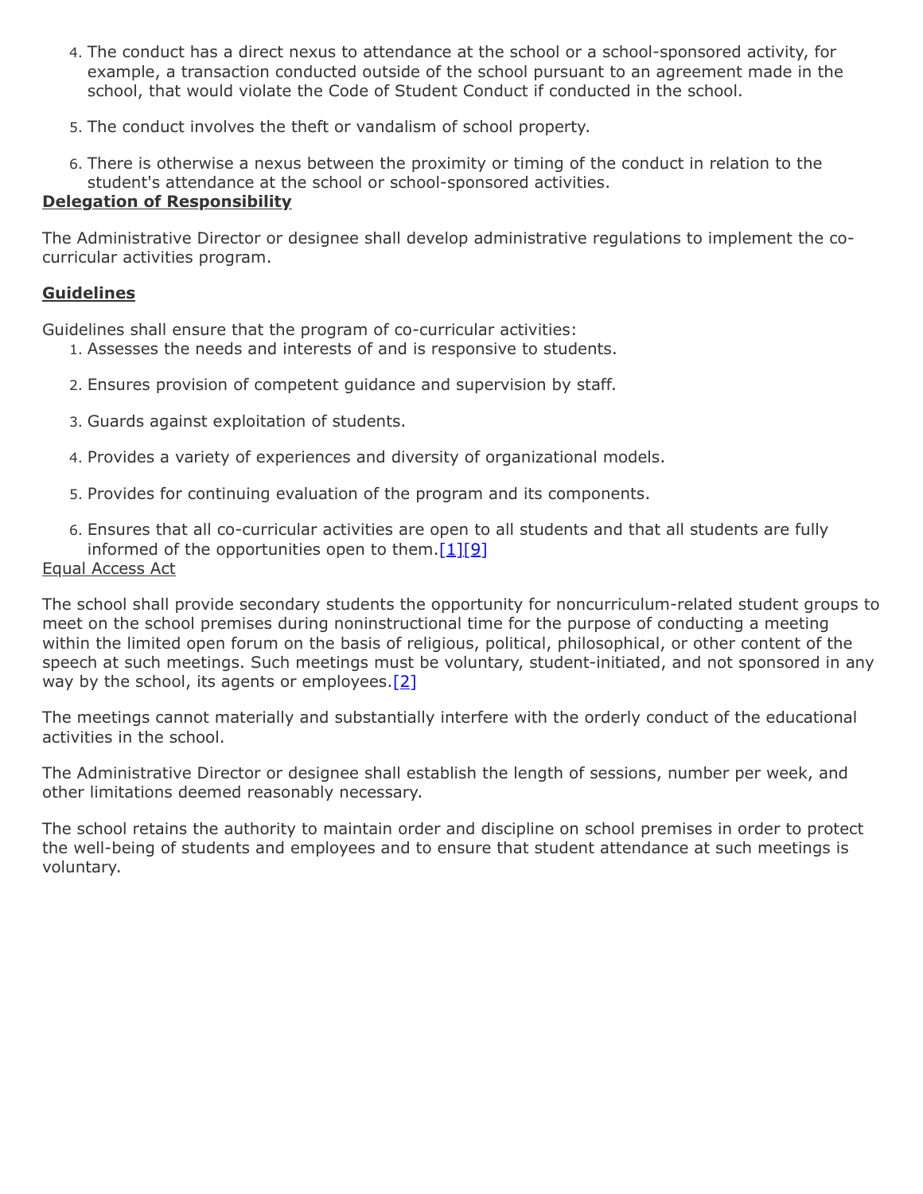4. The conduct has a direct nexus to attendance at the school or a school-sponsored activity, for example, a transaction conducted outside of the school pursuant to an agreement made in the school, that would violate the Code of Student Conduct if conducted in the school.
5. The conduct involves the theft or vandalism of school property.
6. There is otherwise a nexus between the proximity or timing of the conduct in relation to the student's attendance at the school or school-sponsored activities.

**Delegation of Responsibility**

The Administrative Director or designee shall develop administrative regulations to implement the co-curricular activities program.

**Guidelines**

Guidelines shall ensure that the program of co-curricular activities:

1. Assesses the needs and interests of and is responsive to students.
2. Ensures provision of competent guidance and supervision by staff.
3. Guards against exploitation of students.
4. Provides a variety of experiences and diversity of organizational models.
5. Provides for continuing evaluation of the program and its components.
6. Ensures that all co-curricular activities are open to all students and that all students are fully informed of the opportunities open to them.[1][9]

Equal Access Act

The school shall provide secondary students the opportunity for noncurriculum-related student groups to meet on the school premises during noninstructional time for the purpose of conducting a meeting within the limited open forum on the basis of religious, political, philosophical, or other content of the speech at such meetings. Such meetings must be voluntary, student-initiated, and not sponsored in any way by the school, its agents or employees.[2]

The meetings cannot materially and substantially interfere with the orderly conduct of the educational activities in the school.

The Administrative Director or designee shall establish the length of sessions, number per week, and other limitations deemed reasonably necessary.

The school retains the authority to maintain order and discipline on school premises in order to protect the well-being of students and employees and to ensure that student attendance at such meetings is voluntary.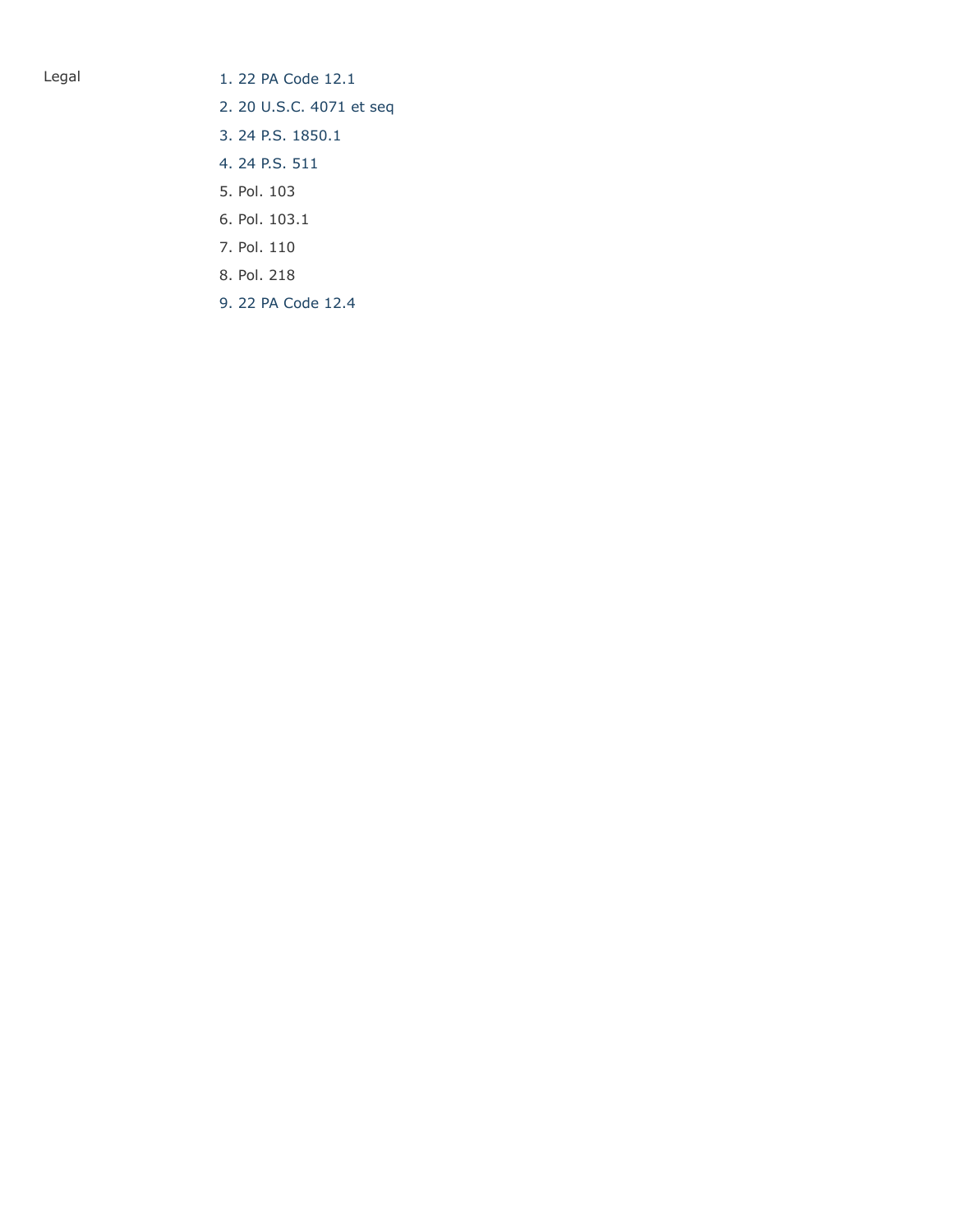Legal

1. 22 PA Code 12.1
2. 20 U.S.C. 4071 et seq
3. 24 P.S. 1850.1
4. 24 P.S. 511
5. Pol. 103
6. Pol. 103.1
7. Pol. 110
8. Pol. 218
9. 22 PA Code 12.4